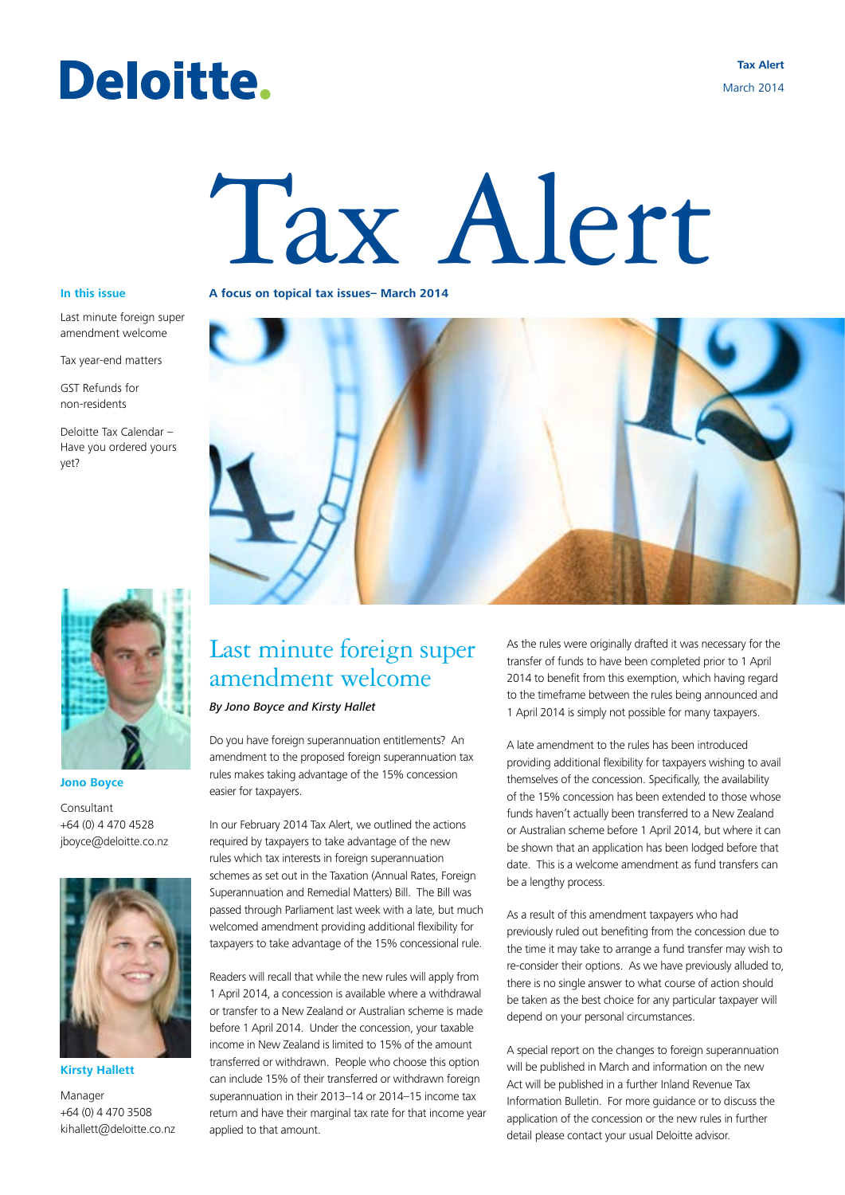Deloitte.

**Tax Alert**
March 2014

# Tax Alert

**A focus on topical tax issues– March 2014**

**In this issue**

Last minute foreign super amendment welcome

Tax year-end matters

GST Refunds for non-residents

Deloitte Tax Calendar – Have you ordered yours yet?

## Last minute foreign super amendment welcome

*By Jono Boyce and Kirsty Hallet*

Do you have foreign superannuation entitlements? An amendment to the proposed foreign superannuation tax rules makes taking advantage of the 15% concession easier for taxpayers.

In our February 2014 Tax Alert, we outlined the actions required by taxpayers to take advantage of the new rules which tax interests in foreign superannuation schemes as set out in the Taxation (Annual Rates, Foreign Superannuation and Remedial Matters) Bill. The Bill was passed through Parliament last week with a late, but much welcomed amendment providing additional flexibility for taxpayers to take advantage of the 15% concessional rule.

Readers will recall that while the new rules will apply from 1 April 2014, a concession is available where a withdrawal or transfer to a New Zealand or Australian scheme is made before 1 April 2014. Under the concession, your taxable income in New Zealand is limited to 15% of the amount transferred or withdrawn. People who choose this option can include 15% of their transferred or withdrawn foreign superannuation in their 2013–14 or 2014–15 income tax return and have their marginal tax rate for that income year applied to that amount.

As the rules were originally drafted it was necessary for the transfer of funds to have been completed prior to 1 April 2014 to benefit from this exemption, which having regard to the timeframe between the rules being announced and 1 April 2014 is simply not possible for many taxpayers.

A late amendment to the rules has been introduced providing additional flexibility for taxpayers wishing to avail themselves of the concession. Specifically, the availability of the 15% concession has been extended to those whose funds haven't actually been transferred to a New Zealand or Australian scheme before 1 April 2014, but where it can be shown that an application has been lodged before that date. This is a welcome amendment as fund transfers can be a lengthy process.

As a result of this amendment taxpayers who had previously ruled out benefiting from the concession due to the time it may take to arrange a fund transfer may wish to re-consider their options. As we have previously alluded to, there is no single answer to what course of action should be taken as the best choice for any particular taxpayer will depend on your personal circumstances.

A special report on the changes to foreign superannuation will be published in March and information on the new Act will be published in a further Inland Revenue Tax Information Bulletin. For more guidance or to discuss the application of the concession or the new rules in further detail please contact your usual Deloitte advisor.

**Jono Boyce**

Consultant
+64 (0) 4 470 4528
jboyce@deloitte.co.nz

**Kirsty Hallett**

Manager
+64 (0) 4 470 3508
kihallett@deloitte.co.nz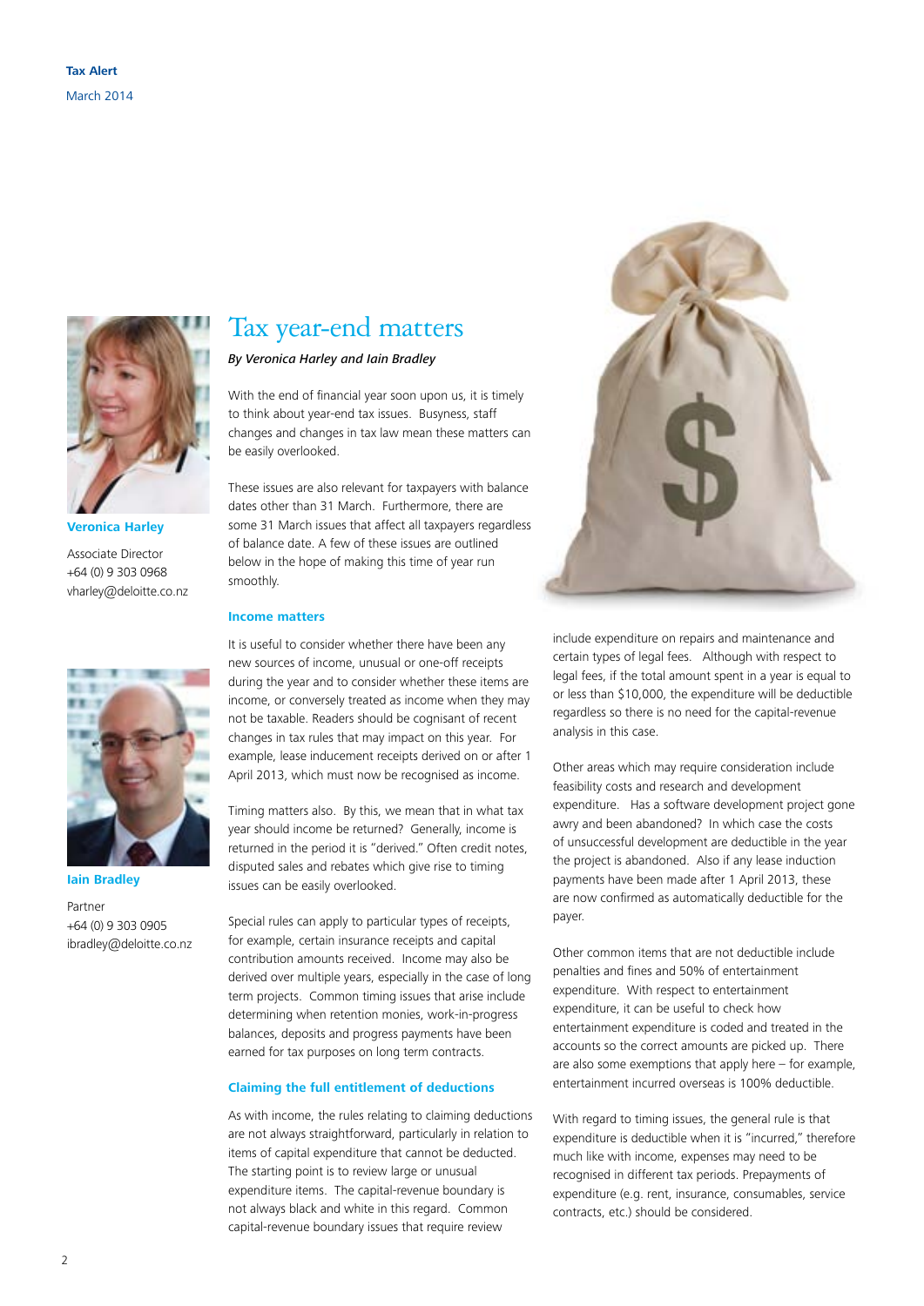# Tax year-end matters

*By Veronica Harley and Iain Bradley*

**Veronica Harley**

Associate Director
+64 (0) 9 303 0968
vharley@deloitte.co.nz

**Iain Bradley**

Partner
+64 (0) 9 303 0905
ibradley@deloitte.co.nz

With the end of financial year soon upon us, it is timely to think about year-end tax issues. Busyness, staff changes and changes in tax law mean these matters can be easily overlooked.

These issues are also relevant for taxpayers with balance dates other than 31 March. Furthermore, there are some 31 March issues that affect all taxpayers regardless of balance date. A few of these issues are outlined below in the hope of making this time of year run smoothly.

## Income matters

It is useful to consider whether there have been any new sources of income, unusual or one-off receipts during the year and to consider whether these items are income, or conversely treated as income when they may not be taxable. Readers should be cognisant of recent changes in tax rules that may impact on this year. For example, lease inducement receipts derived on or after 1 April 2013, which must now be recognised as income.

Timing matters also. By this, we mean that in what tax year should income be returned? Generally, income is returned in the period it is "derived." Often credit notes, disputed sales and rebates which give rise to timing issues can be easily overlooked.

Special rules can apply to particular types of receipts, for example, certain insurance receipts and capital contribution amounts received. Income may also be derived over multiple years, especially in the case of long term projects. Common timing issues that arise include determining when retention monies, work-in-progress balances, deposits and progress payments have been earned for tax purposes on long term contracts.

## Claiming the full entitlement of deductions

As with income, the rules relating to claiming deductions are not always straightforward, particularly in relation to items of capital expenditure that cannot be deducted. The starting point is to review large or unusual expenditure items. The capital-revenue boundary is not always black and white in this regard. Common capital-revenue boundary issues that require review include expenditure on repairs and maintenance and certain types of legal fees. Although with respect to legal fees, if the total amount spent in a year is equal to or less than $10,000, the expenditure will be deductible regardless so there is no need for the capital-revenue analysis in this case.

Other areas which may require consideration include feasibility costs and research and development expenditure. Has a software development project gone awry and been abandoned? In which case the costs of unsuccessful development are deductible in the year the project is abandoned. Also if any lease induction payments have been made after 1 April 2013, these are now confirmed as automatically deductible for the payer.

Other common items that are not deductible include penalties and fines and 50% of entertainment expenditure. With respect to entertainment expenditure, it can be useful to check how entertainment expenditure is coded and treated in the accounts so the correct amounts are picked up. There are also some exemptions that apply here – for example, entertainment incurred overseas is 100% deductible.

With regard to timing issues, the general rule is that expenditure is deductible when it is "incurred," therefore much like with income, expenses may need to be recognised in different tax periods. Prepayments of expenditure (e.g. rent, insurance, consumables, service contracts, etc.) should be considered.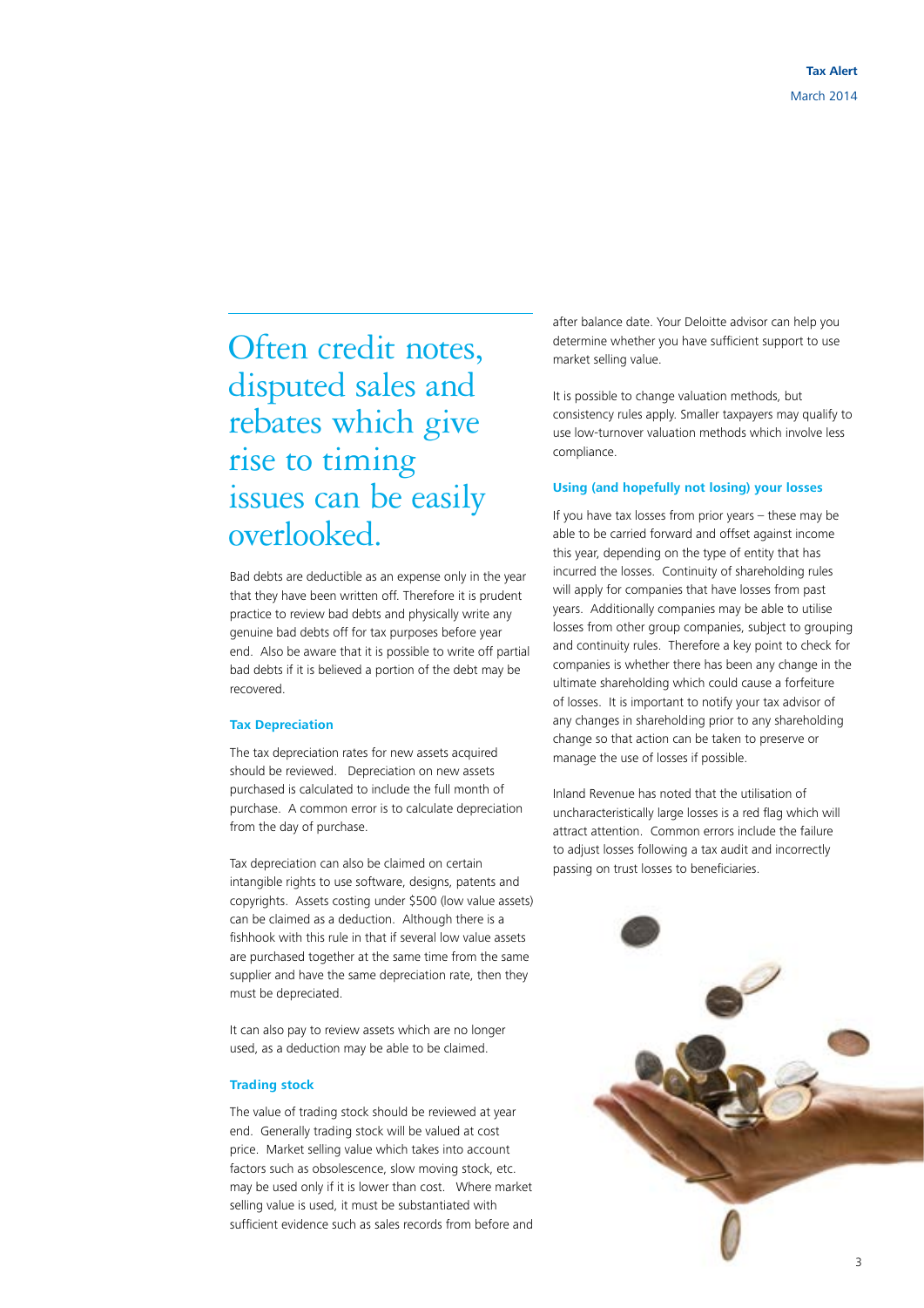Often credit notes, disputed sales and rebates which give rise to timing issues can be easily overlooked.

Bad debts are deductible as an expense only in the year that they have been written off. Therefore it is prudent practice to review bad debts and physically write any genuine bad debts off for tax purposes before year end. Also be aware that it is possible to write off partial bad debts if it is believed a portion of the debt may be recovered.

### Tax Depreciation

The tax depreciation rates for new assets acquired should be reviewed. Depreciation on new assets purchased is calculated to include the full month of purchase. A common error is to calculate depreciation from the day of purchase.

Tax depreciation can also be claimed on certain intangible rights to use software, designs, patents and copyrights. Assets costing under $500 (low value assets) can be claimed as a deduction. Although there is a fishhook with this rule in that if several low value assets are purchased together at the same time from the same supplier and have the same depreciation rate, then they must be depreciated.

It can also pay to review assets which are no longer used, as a deduction may be able to be claimed.

### Trading stock

The value of trading stock should be reviewed at year end. Generally trading stock will be valued at cost price. Market selling value which takes into account factors such as obsolescence, slow moving stock, etc. may be used only if it is lower than cost. Where market selling value is used, it must be substantiated with sufficient evidence such as sales records from before and after balance date. Your Deloitte advisor can help you determine whether you have sufficient support to use market selling value.

It is possible to change valuation methods, but consistency rules apply. Smaller taxpayers may qualify to use low-turnover valuation methods which involve less compliance.

### Using (and hopefully not losing) your losses

If you have tax losses from prior years – these may be able to be carried forward and offset against income this year, depending on the type of entity that has incurred the losses. Continuity of shareholding rules will apply for companies that have losses from past years. Additionally companies may be able to utilise losses from other group companies, subject to grouping and continuity rules. Therefore a key point to check for companies is whether there has been any change in the ultimate shareholding which could cause a forfeiture of losses. It is important to notify your tax advisor of any changes in shareholding prior to any shareholding change so that action can be taken to preserve or manage the use of losses if possible.

Inland Revenue has noted that the utilisation of uncharacteristically large losses is a red flag which will attract attention. Common errors include the failure to adjust losses following a tax audit and incorrectly passing on trust losses to beneficiaries.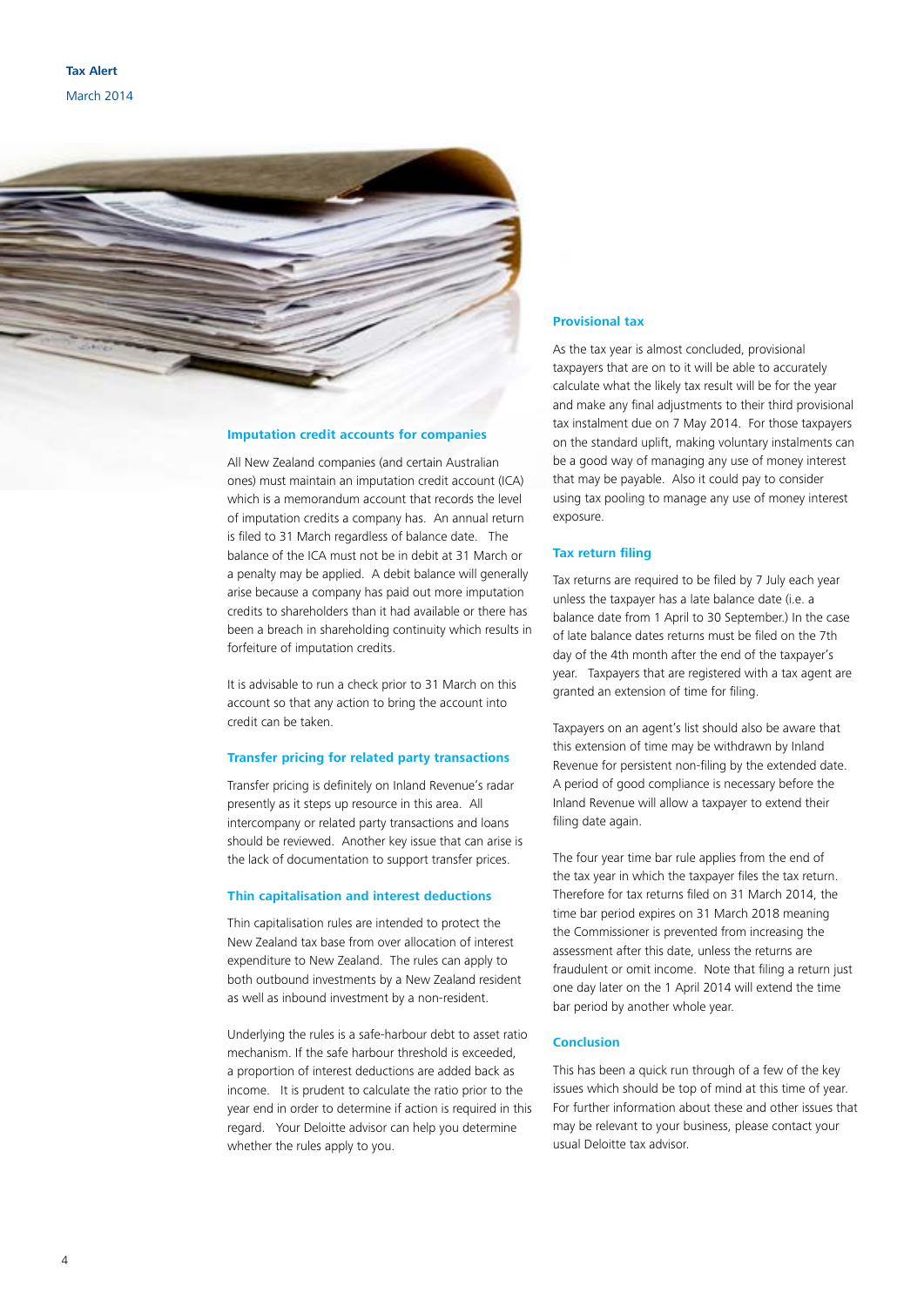## Imputation credit accounts for companies

All New Zealand companies (and certain Australian ones) must maintain an imputation credit account (ICA) which is a memorandum account that records the level of imputation credits a company has. An annual return is filed to 31 March regardless of balance date. The balance of the ICA must not be in debit at 31 March or a penalty may be applied. A debit balance will generally arise because a company has paid out more imputation credits to shareholders than it had available or there has been a breach in shareholding continuity which results in forfeiture of imputation credits.

It is advisable to run a check prior to 31 March on this account so that any action to bring the account into credit can be taken.

## Transfer pricing for related party transactions

Transfer pricing is definitely on Inland Revenue's radar presently as it steps up resource in this area. All intercompany or related party transactions and loans should be reviewed. Another key issue that can arise is the lack of documentation to support transfer prices.

## Thin capitalisation and interest deductions

Thin capitalisation rules are intended to protect the New Zealand tax base from over allocation of interest expenditure to New Zealand. The rules can apply to both outbound investments by a New Zealand resident as well as inbound investment by a non-resident.

Underlying the rules is a safe-harbour debt to asset ratio mechanism. If the safe harbour threshold is exceeded, a proportion of interest deductions are added back as income. It is prudent to calculate the ratio prior to the year end in order to determine if action is required in this regard. Your Deloitte advisor can help you determine whether the rules apply to you.

## Provisional tax

As the tax year is almost concluded, provisional taxpayers that are on to it will be able to accurately calculate what the likely tax result will be for the year and make any final adjustments to their third provisional tax instalment due on 7 May 2014. For those taxpayers on the standard uplift, making voluntary instalments can be a good way of managing any use of money interest that may be payable. Also it could pay to consider using tax pooling to manage any use of money interest exposure.

## Tax return filing

Tax returns are required to be filed by 7 July each year unless the taxpayer has a late balance date (i.e. a balance date from 1 April to 30 September.) In the case of late balance dates returns must be filed on the 7th day of the 4th month after the end of the taxpayer's year. Taxpayers that are registered with a tax agent are granted an extension of time for filing.

Taxpayers on an agent's list should also be aware that this extension of time may be withdrawn by Inland Revenue for persistent non-filing by the extended date. A period of good compliance is necessary before the Inland Revenue will allow a taxpayer to extend their filing date again.

The four year time bar rule applies from the end of the tax year in which the taxpayer files the tax return. Therefore for tax returns filed on 31 March 2014, the time bar period expires on 31 March 2018 meaning the Commissioner is prevented from increasing the assessment after this date, unless the returns are fraudulent or omit income. Note that filing a return just one day later on the 1 April 2014 will extend the time bar period by another whole year.

## Conclusion

This has been a quick run through of a few of the key issues which should be top of mind at this time of year. For further information about these and other issues that may be relevant to your business, please contact your usual Deloitte tax advisor.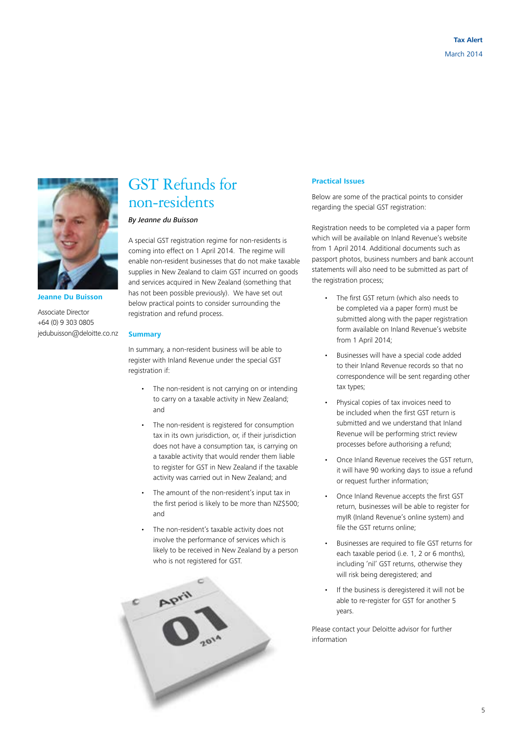# GST Refunds for non-residents

*By Jeanne du Buisson*

**Jeanne Du Buisson**

Associate Director
+64 (0) 9 303 0805
jedubuisson@deloitte.co.nz

A special GST registration regime for non-residents is coming into effect on 1 April 2014. The regime will enable non-resident businesses that do not make taxable supplies in New Zealand to claim GST incurred on goods and services acquired in New Zealand (something that has not been possible previously). We have set out below practical points to consider surrounding the registration and refund process.

## Summary

In summary, a non-resident business will be able to register with Inland Revenue under the special GST registration if:

- The non-resident is not carrying on or intending to carry on a taxable activity in New Zealand; and
- The non-resident is registered for consumption tax in its own jurisdiction, or, if their jurisdiction does not have a consumption tax, is carrying on a taxable activity that would render them liable to register for GST in New Zealand if the taxable activity was carried out in New Zealand; and
- The amount of the non-resident's input tax in the first period is likely to be more than NZ$500; and
- The non-resident's taxable activity does not involve the performance of services which is likely to be received in New Zealand by a person who is not registered for GST.

## Practical Issues

Below are some of the practical points to consider regarding the special GST registration:

Registration needs to be completed via a paper form which will be available on Inland Revenue's website from 1 April 2014. Additional documents such as passport photos, business numbers and bank account statements will also need to be submitted as part of the registration process;

- The first GST return (which also needs to be completed via a paper form) must be submitted along with the paper registration form available on Inland Revenue's website from 1 April 2014;
- Businesses will have a special code added to their Inland Revenue records so that no correspondence will be sent regarding other tax types;
- Physical copies of tax invoices need to be included when the first GST return is submitted and we understand that Inland Revenue will be performing strict review processes before authorising a refund;
- Once Inland Revenue receives the GST return, it will have 90 working days to issue a refund or request further information;
- Once Inland Revenue accepts the first GST return, businesses will be able to register for myIR (Inland Revenue's online system) and file the GST returns online;
- Businesses are required to file GST returns for each taxable period (i.e. 1, 2 or 6 months), including 'nil' GST returns, otherwise they will risk being deregistered; and
- If the business is deregistered it will not be able to re-register for GST for another 5 years.

Please contact your Deloitte advisor for further information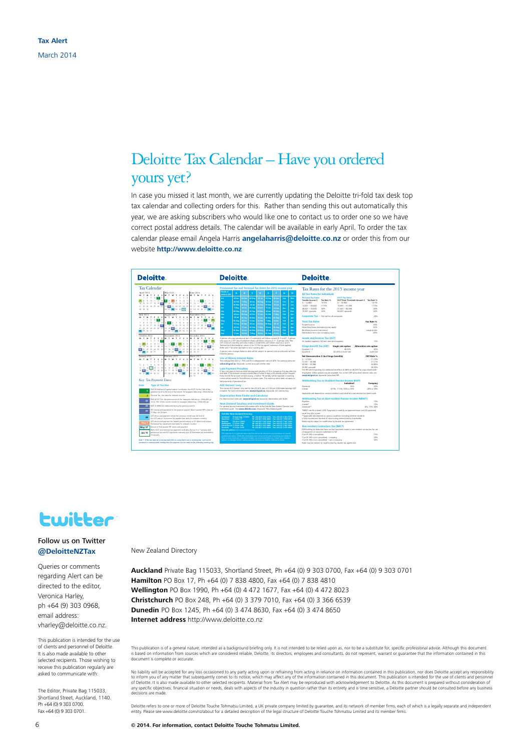# Deloitte Tax Calendar – Have you ordered yours yet?

In case you missed it last month, we are currently updating the Deloitte tri-fold tax desk top tax calendar and collecting orders for this. Rather than sending this out automatically this year, we are asking subscribers who would like one to contact us to order one so we have correct postal address details. The calendar will be available in early April. To order the tax calendar please email Angela Harris **angelaharris@deloitte.co.nz** or order this from our website **http://www.deloitte.co.nz**

Follow us on Twitter **@DeloitteNZTax**

Queries or comments regarding Alert can be directed to the editor, Veronica Harley, ph +64 (9) 303 0968, email address: vharley@deloitte.co.nz.

This publication is intended for the use of clients and personnel of Deloitte. It is also made available to other selected recipients. Those wishing to receive this publication regularly are asked to communicate with:

The Editor, Private Bag 115033, Shortland Street, Auckland, 1140.
Ph +64 (0) 9 303 0700.
Fax +64 (0) 9 303 0701.

New Zealand Directory

**Auckland** Private Bag 115033, Shortland Street, Ph +64 (0) 9 303 0700, Fax +64 (0) 9 303 0701
**Hamilton** PO Box 17, Ph +64 (0) 7 838 4800, Fax +64 (0) 7 838 4810
**Wellington** PO Box 1990, Ph +64 (0) 4 472 1677, Fax +64 (0) 4 472 8023
**Christchurch** PO Box 248, Ph +64 (0) 3 379 7010, Fax +64 (0) 3 366 6539
**Dunedin** PO Box 1245, Ph +64 (0) 3 474 8630, Fax +64 (0) 3 474 8650
**Internet address** http://www.deloitte.co.nz

This publication is of a general nature, intended as a background briefing only. It is not intended to be relied upon as, nor to be a substitute for, specific professional advice. Although this document is based on information from sources which are considered reliable, Deloitte, its directors, employees and consultants, do not represent, warrant or guarantee that the information contained in this document is complete or accurate.

No liability will be accepted for any loss occasioned to any party acting upon or refraining from acting in reliance on information contained in this publication, nor does Deloitte accept any responsibility to inform you of any matter that subsequently comes to its notice, which may affect any of the information contained in this document. This publication is intended for the use of clients and personnel of Deloitte. It is also made available to other selected recipients. Material from Tax Alert may be reproduced with acknowledgement to Deloitte. As this document is prepared without consideration of any specific objectives, financial situation or needs, deals with aspects of the industry in question rather than its entirety and is time sensitive, a Deloitte partner should be consulted before any business decisions are made.

Deloitte refers to one or more of Deloitte Touche Tohmatsu Limited, a UK private company limited by guarantee, and its network of member firms, each of which is a legally separate and independent entity. Please see www.deloitte.com/nz/about for a detailed description of the legal structure of Deloitte Touche Tohmatsu Limited and its member firms.

**© 2014. For information, contact Deloitte Touche Tohmatsu Limited.**